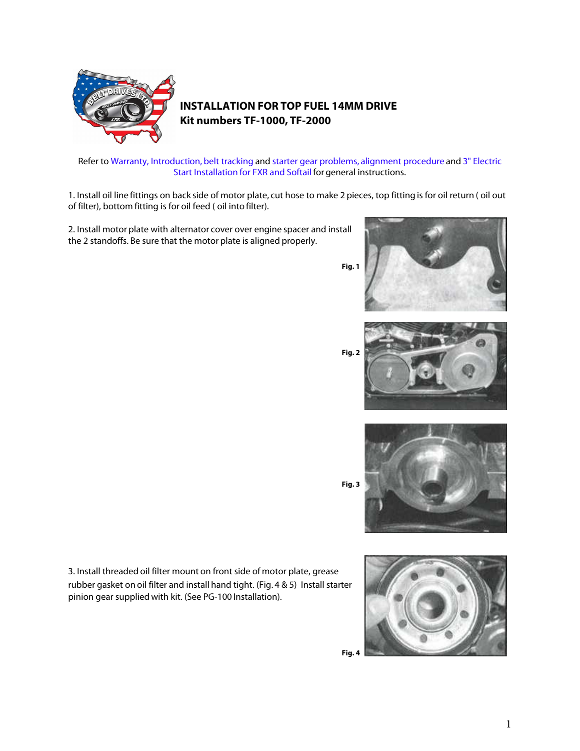# INSTALLATION FOR TOP FUEL 14MM DRIVE
## Kit numbers TF-1000, TF-2000

Refer to Warranty, Introduction, belt tracking and starter gear problems, alignment procedure and 3" Electric Start Installation for FXR and Softail for general instructions.

1. Install oil line fittings on back side of motor plate, cut hose to make 2 pieces, top fitting is for oil return ( oil out of filter), bottom fitting is for oil feed ( oil into filter).

2. Install motor plate with alternator cover over engine spacer and install the 2 standoffs. Be sure that the motor plate is aligned properly.

Fig. 1

Fig. 2

Fig. 3

3. Install threaded oil filter mount on front side of motor plate, grease rubber gasket on oil filter and install hand tight. (Fig. 4 & 5) Install starter pinion gear supplied with kit. (See PG-100 Installation).

Fig. 4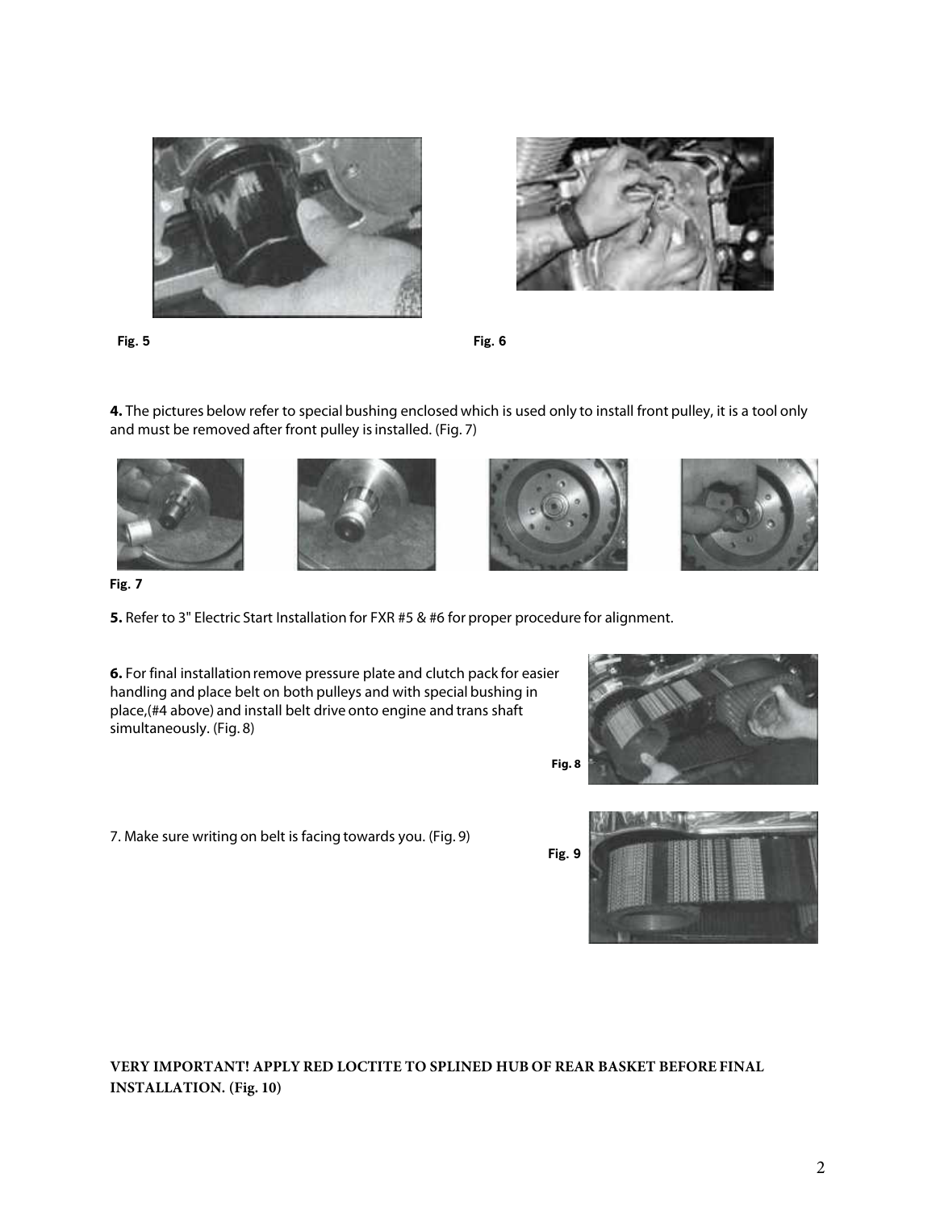Fig. 5

Fig. 6

**4.** The pictures below refer to special bushing enclosed which is used only to install front pulley, it is a tool only and must be removed after front pulley is installed. (Fig. 7)

Fig. 7

**5.** Refer to 3" Electric Start Installation for FXR #5 & #6 for proper procedure for alignment.

**6.** For final installation remove pressure plate and clutch pack for easier handling and place belt on both pulleys and with special bushing in place,(#4 above) and install belt drive onto engine and trans shaft simultaneously. (Fig. 8)

Fig. 8

7. Make sure writing on belt is facing towards you. (Fig. 9)

Fig. 9

**VERY IMPORTANT! APPLY RED LOCTITE TO SPLINED HUB OF REAR BASKET BEFORE FINAL INSTALLATION. (Fig. 10)**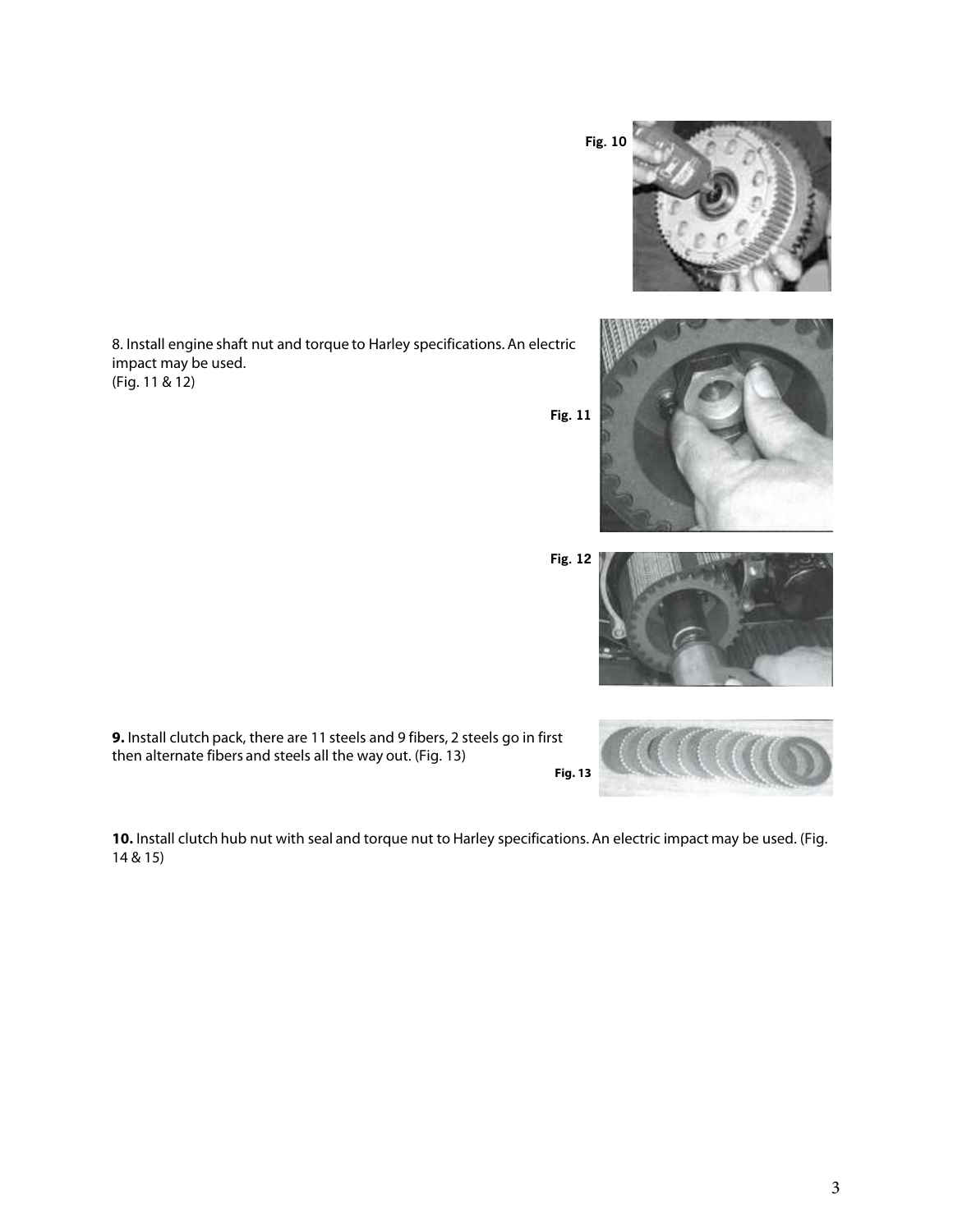Fig. 10

8. Install engine shaft nut and torque to Harley specifications. An electric impact may be used.
(Fig. 11 & 12)

Fig. 11

Fig. 12

**9.** Install clutch pack, there are 11 steels and 9 fibers, 2 steels go in first then alternate fibers and steels all the way out. (Fig. 13)

Fig. 13

**10.** Install clutch hub nut with seal and torque nut to Harley specifications. An electric impact may be used. (Fig. 14 & 15)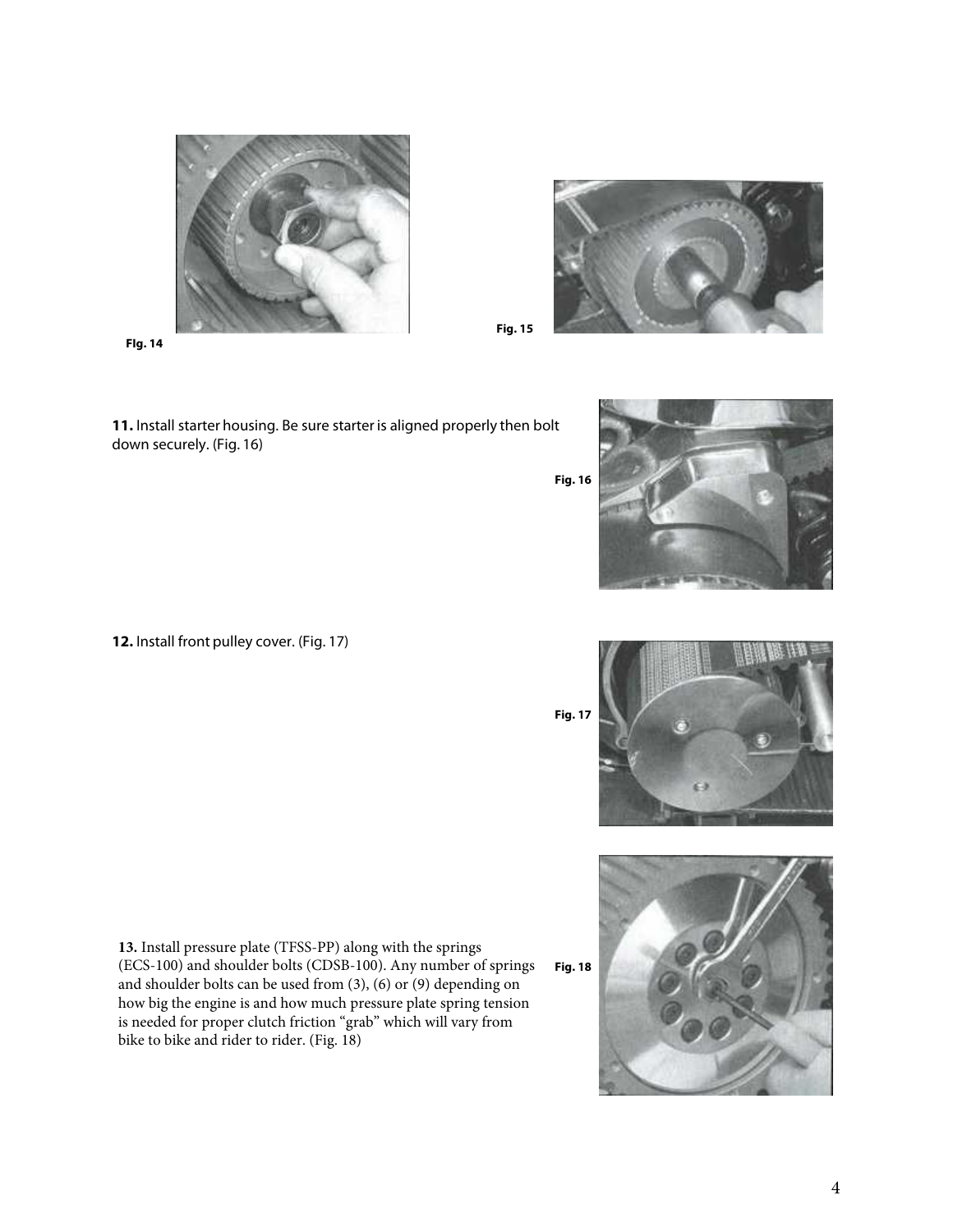FIg. 14

Fig. 15

**11.** Install starter housing. Be sure starter is aligned properly then bolt down securely. (Fig. 16)

Fig. 16

**12.** Install front pulley cover. (Fig. 17)

Fig. 17

**13.** Install pressure plate (TFSS-PP) along with the springs (ECS-100) and shoulder bolts (CDSB-100). Any number of springs and shoulder bolts can be used from (3), (6) or (9) depending on how big the engine is and how much pressure plate spring tension is needed for proper clutch friction "grab" which will vary from bike to bike and rider to rider. (Fig. 18)

Fig. 18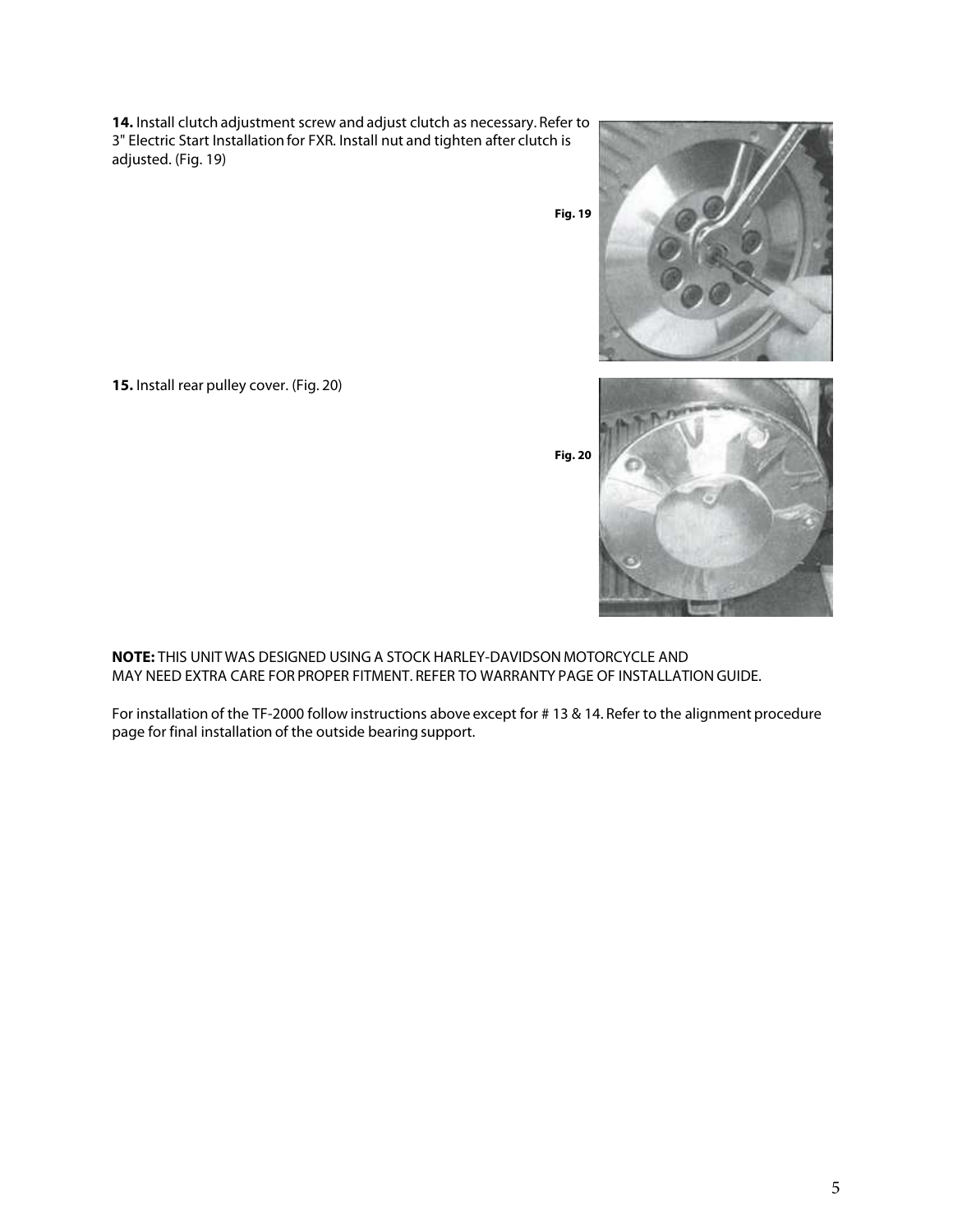**14.** Install clutch adjustment screw and adjust clutch as necessary. Refer to 3" Electric Start Installation for FXR. Install nut and tighten after clutch is adjusted. (Fig. 19)

**Fig. 19**

**15.** Install rear pulley cover. (Fig. 20)

**Fig. 20**

**NOTE:** THIS UNIT WAS DESIGNED USING A STOCK HARLEY-DAVIDSON MOTORCYCLE AND MAY NEED EXTRA CARE FOR PROPER FITMENT. REFER TO WARRANTY PAGE OF INSTALLATION GUIDE.

For installation of the TF-2000 follow instructions above except for # 13 & 14. Refer to the alignment procedure page for final installation of the outside bearing support.